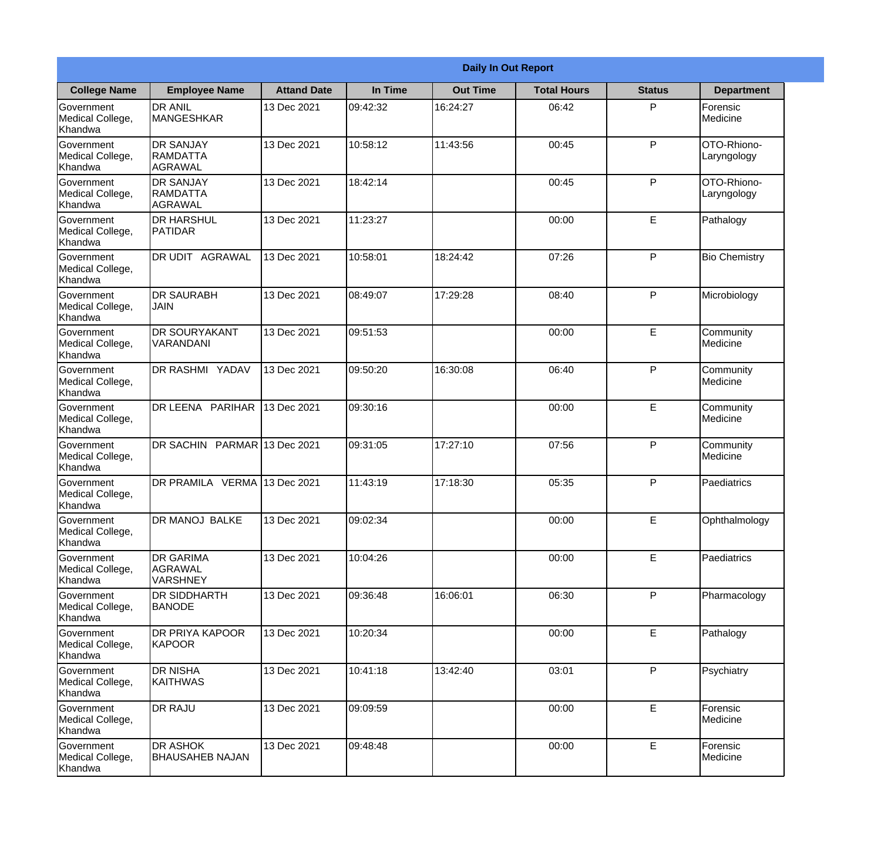**Daily In Out Report**

| College Name | Employee Name | Attand Date | In Time | Out Time | Total Hours | Status | Department |
|---|---|---|---|---|---|---|---|
| Government Medical College, Khandwa | DR ANIL MANGESHKAR | 13 Dec 2021 | 09:42:32 | 16:24:27 | 06:42 | P | Forensic Medicine |
| Government Medical College, Khandwa | DR SANJAY RAMDATTA AGRAWAL | 13 Dec 2021 | 10:58:12 | 11:43:56 | 00:45 | P | OTO-Rhiono-Laryngology |
| Government Medical College, Khandwa | DR SANJAY RAMDATTA AGRAWAL | 13 Dec 2021 | 18:42:14 | | 00:45 | P | OTO-Rhiono-Laryngology |
| Government Medical College, Khandwa | DR HARSHUL PATIDAR | 13 Dec 2021 | 11:23:27 | | 00:00 | E | Pathalogy |
| Government Medical College, Khandwa | DR UDIT AGRAWAL | 13 Dec 2021 | 10:58:01 | 18:24:42 | 07:26 | P | Bio Chemistry |
| Government Medical College, Khandwa | DR SAURABH JAIN | 13 Dec 2021 | 08:49:07 | 17:29:28 | 08:40 | P | Microbiology |
| Government Medical College, Khandwa | DR SOURYAKANT VARANDANI | 13 Dec 2021 | 09:51:53 | | 00:00 | E | Community Medicine |
| Government Medical College, Khandwa | DR RASHMI YADAV | 13 Dec 2021 | 09:50:20 | 16:30:08 | 06:40 | P | Community Medicine |
| Government Medical College, Khandwa | DR LEENA PARIHAR | 13 Dec 2021 | 09:30:16 | | 00:00 | E | Community Medicine |
| Government Medical College, Khandwa | DR SACHIN PARMAR | 13 Dec 2021 | 09:31:05 | 17:27:10 | 07:56 | P | Community Medicine |
| Government Medical College, Khandwa | DR PRAMILA VERMA | 13 Dec 2021 | 11:43:19 | 17:18:30 | 05:35 | P | Paediatrics |
| Government Medical College, Khandwa | DR MANOJ BALKE | 13 Dec 2021 | 09:02:34 | | 00:00 | E | Ophthalmology |
| Government Medical College, Khandwa | DR GARIMA AGRAWAL VARSHNEY | 13 Dec 2021 | 10:04:26 | | 00:00 | E | Paediatrics |
| Government Medical College, Khandwa | DR SIDDHARTH BANODE | 13 Dec 2021 | 09:36:48 | 16:06:01 | 06:30 | P | Pharmacology |
| Government Medical College, Khandwa | DR PRIYA KAPOOR KAPOOR | 13 Dec 2021 | 10:20:34 | | 00:00 | E | Pathalogy |
| Government Medical College, Khandwa | DR NISHA KAITHWAS | 13 Dec 2021 | 10:41:18 | 13:42:40 | 03:01 | P | Psychiatry |
| Government Medical College, Khandwa | DR RAJU | 13 Dec 2021 | 09:09:59 | | 00:00 | E | Forensic Medicine |
| Government Medical College, Khandwa | DR ASHOK BHAUSAHEB NAJAN | 13 Dec 2021 | 09:48:48 | | 00:00 | E | Forensic Medicine |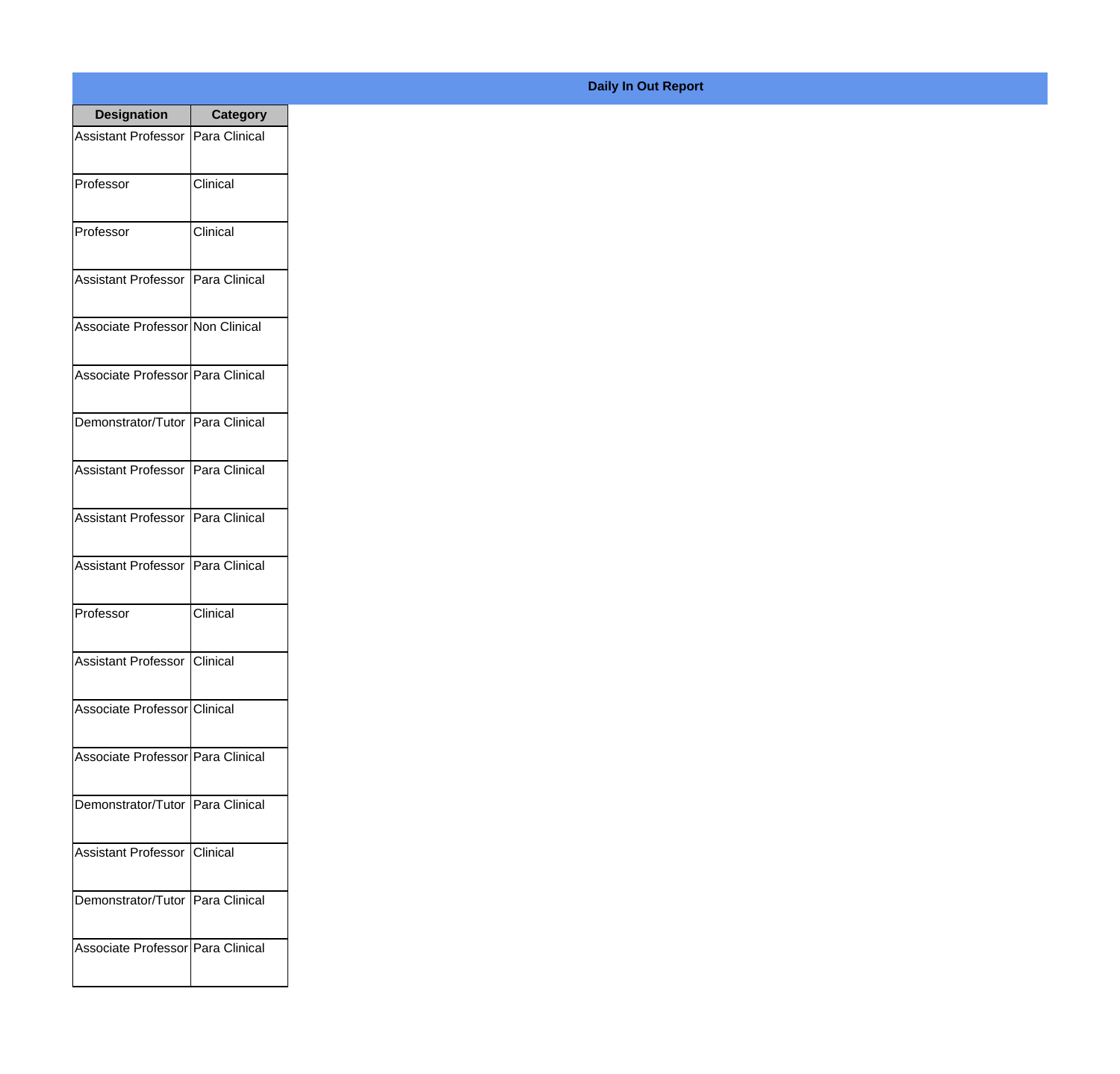## Daily In Out Report

| Designation | Category |
|---|---|
| Assistant Professor | Para Clinical |
| Professor | Clinical |
| Professor | Clinical |
| Assistant Professor | Para Clinical |
| Associate Professor | Non Clinical |
| Associate Professor | Para Clinical |
| Demonstrator/Tutor | Para Clinical |
| Assistant Professor | Para Clinical |
| Assistant Professor | Para Clinical |
| Assistant Professor | Para Clinical |
| Professor | Clinical |
| Assistant Professor | Clinical |
| Associate Professor | Clinical |
| Associate Professor | Para Clinical |
| Demonstrator/Tutor | Para Clinical |
| Assistant Professor | Clinical |
| Demonstrator/Tutor | Para Clinical |
| Associate Professor | Para Clinical |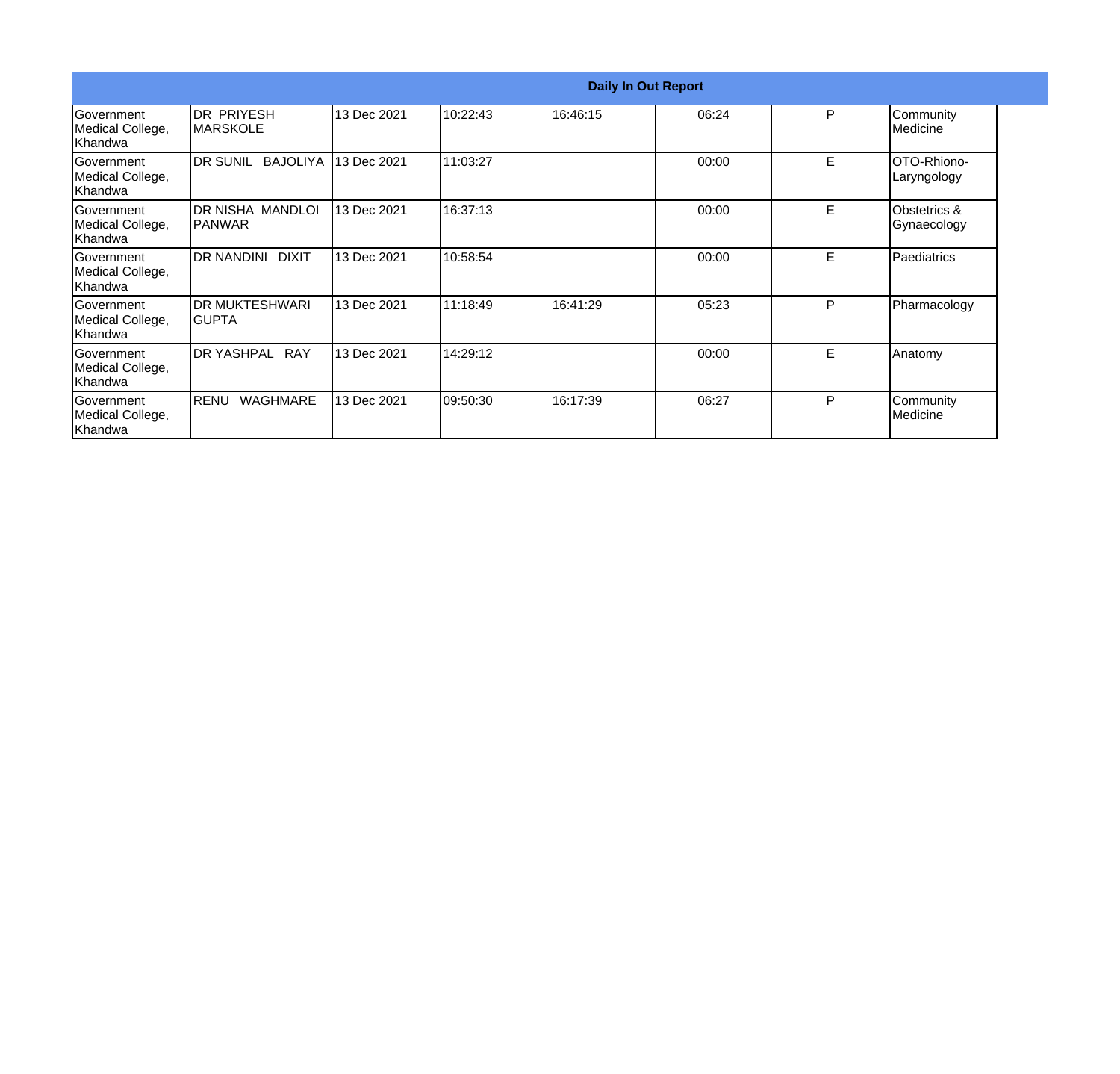| Daily In Out Report | | | | | | | |
|---|---|---|---|---|---|---|---|
| Government Medical College, Khandwa | DR PRIYESH MARSKOLE | 13 Dec 2021 | 10:22:43 | 16:46:15 | 06:24 | P | Community Medicine |
| Government Medical College, Khandwa | DR SUNIL BAJOLIYA | 13 Dec 2021 | 11:03:27 | | 00:00 | E | OTO-Rhiono-Laryngology |
| Government Medical College, Khandwa | DR NISHA MANDLOI PANWAR | 13 Dec 2021 | 16:37:13 | | 00:00 | E | Obstetrics & Gynaecology |
| Government Medical College, Khandwa | DR NANDINI DIXIT | 13 Dec 2021 | 10:58:54 | | 00:00 | E | Paediatrics |
| Government Medical College, Khandwa | DR MUKTESHWARI GUPTA | 13 Dec 2021 | 11:18:49 | 16:41:29 | 05:23 | P | Pharmacology |
| Government Medical College, Khandwa | DR YASHPAL RAY | 13 Dec 2021 | 14:29:12 | | 00:00 | E | Anatomy |
| Government Medical College, Khandwa | RENU WAGHMARE | 13 Dec 2021 | 09:50:30 | 16:17:39 | 06:27 | P | Community Medicine |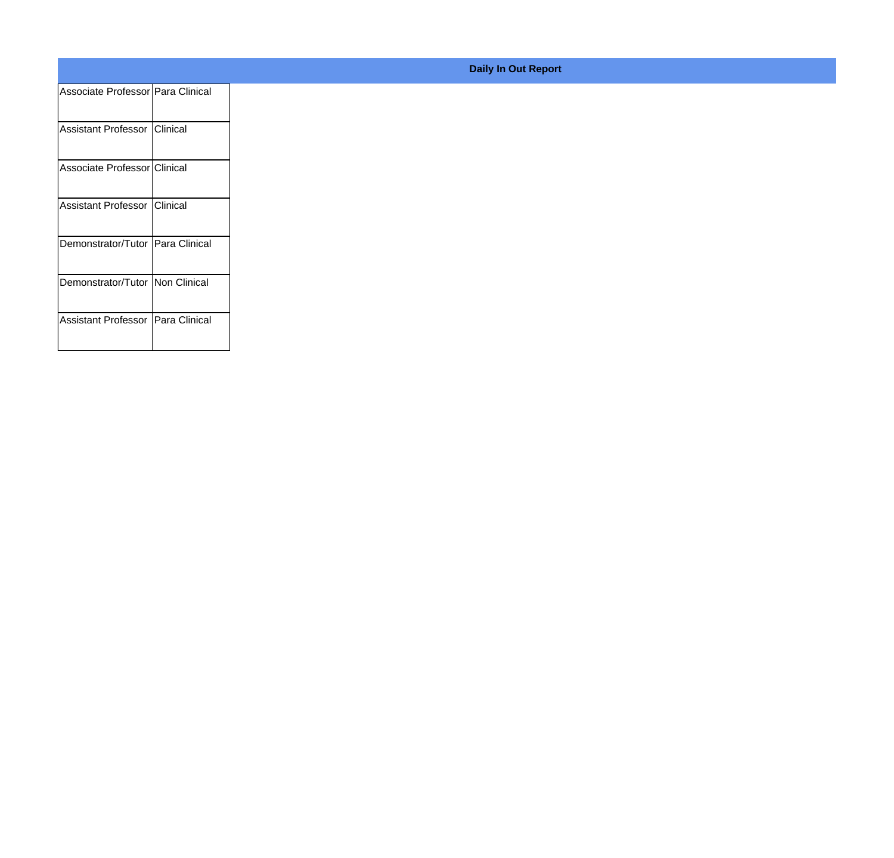**Daily In Out Report**

| | |
|---|---|
| Associate Professor | Para Clinical |
| Assistant Professor | Clinical |
| Associate Professor | Clinical |
| Assistant Professor | Clinical |
| Demonstrator/Tutor | Para Clinical |
| Demonstrator/Tutor | Non Clinical |
| Assistant Professor | Para Clinical |